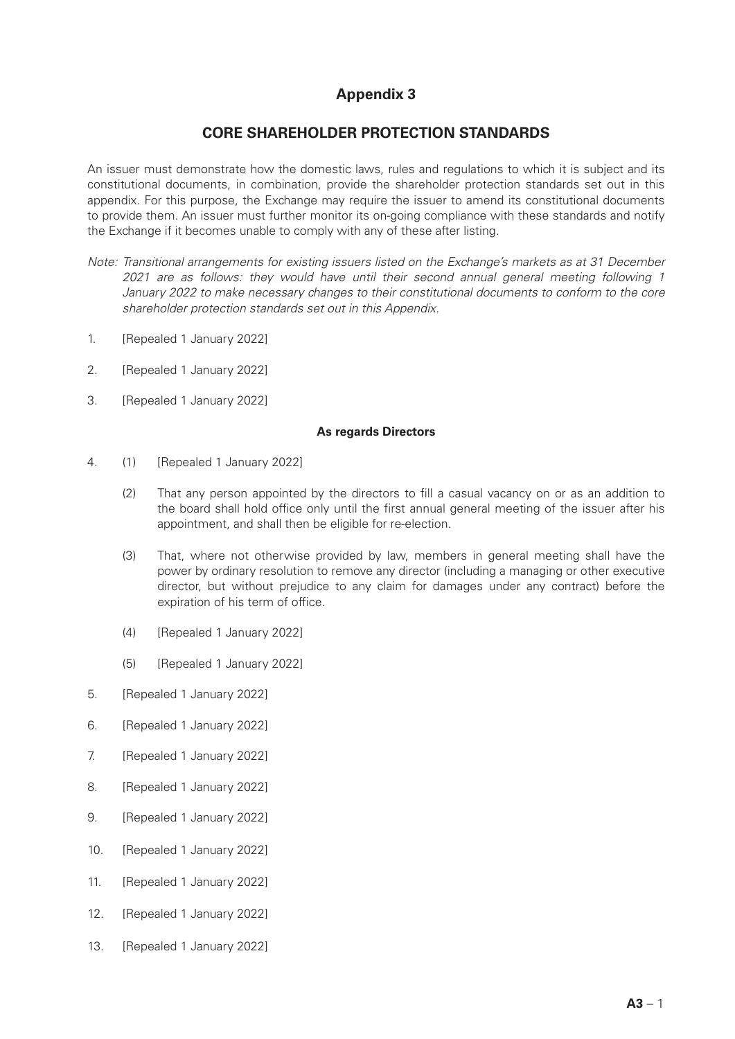# Appendix 3

## CORE SHAREHOLDER PROTECTION STANDARDS

An issuer must demonstrate how the domestic laws, rules and regulations to which it is subject and its constitutional documents, in combination, provide the shareholder protection standards set out in this appendix. For this purpose, the Exchange may require the issuer to amend its constitutional documents to provide them. An issuer must further monitor its on-going compliance with these standards and notify the Exchange if it becomes unable to comply with any of these after listing.

*Note: Transitional arrangements for existing issuers listed on the Exchange's markets as at 31 December 2021 are as follows: they would have until their second annual general meeting following 1 January 2022 to make necessary changes to their constitutional documents to conform to the core shareholder protection standards set out in this Appendix.*

1. [Repealed 1 January 2022]

2. [Repealed 1 January 2022]

3. [Repealed 1 January 2022]

**As regards Directors**

4. (1) [Repealed 1 January 2022]

   (2) That any person appointed by the directors to fill a casual vacancy on or as an addition to the board shall hold office only until the first annual general meeting of the issuer after his appointment, and shall then be eligible for re-election.

   (3) That, where not otherwise provided by law, members in general meeting shall have the power by ordinary resolution to remove any director (including a managing or other executive director, but without prejudice to any claim for damages under any contract) before the expiration of his term of office.

   (4) [Repealed 1 January 2022]

   (5) [Repealed 1 January 2022]

5. [Repealed 1 January 2022]

6. [Repealed 1 January 2022]

7. [Repealed 1 January 2022]

8. [Repealed 1 January 2022]

9. [Repealed 1 January 2022]

10. [Repealed 1 January 2022]

11. [Repealed 1 January 2022]

12. [Repealed 1 January 2022]

13. [Repealed 1 January 2022]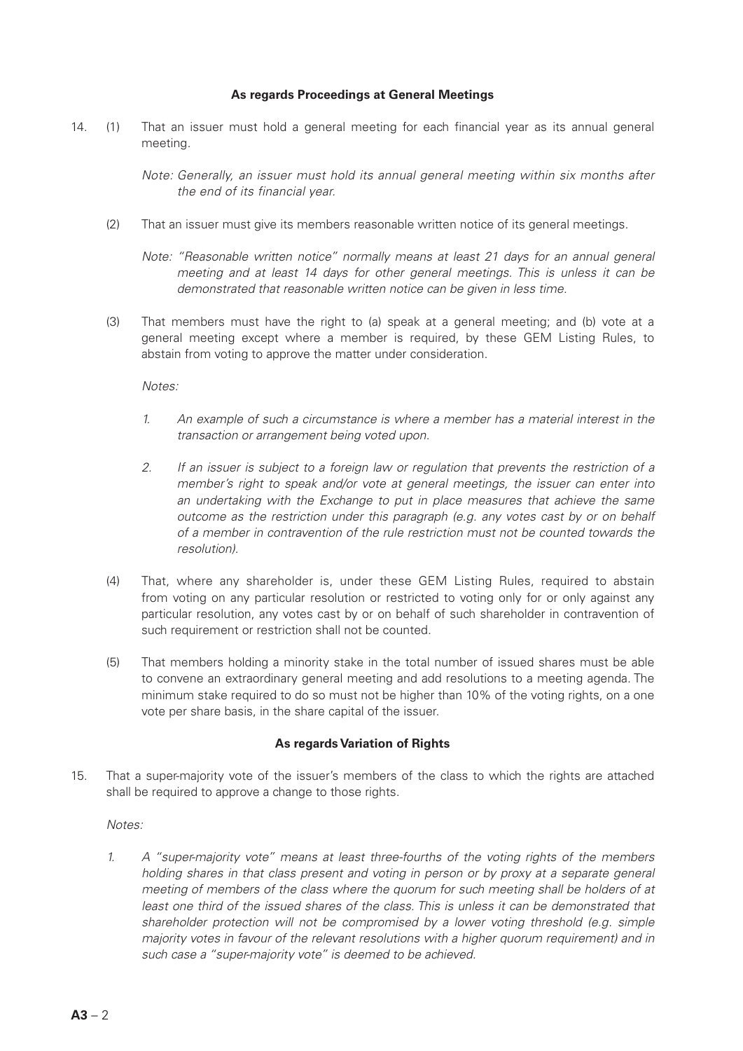**As regards Proceedings at General Meetings**

14. (1) That an issuer must hold a general meeting for each financial year as its annual general meeting.

    *Note: Generally, an issuer must hold its annual general meeting within six months after the end of its financial year.*

    (2) That an issuer must give its members reasonable written notice of its general meetings.

    *Note: "Reasonable written notice" normally means at least 21 days for an annual general meeting and at least 14 days for other general meetings. This is unless it can be demonstrated that reasonable written notice can be given in less time.*

    (3) That members must have the right to (a) speak at a general meeting; and (b) vote at a general meeting except where a member is required, by these GEM Listing Rules, to abstain from voting to approve the matter under consideration.

    *Notes:*

    1. *An example of such a circumstance is where a member has a material interest in the transaction or arrangement being voted upon.*

    2. *If an issuer is subject to a foreign law or regulation that prevents the restriction of a member's right to speak and/or vote at general meetings, the issuer can enter into an undertaking with the Exchange to put in place measures that achieve the same outcome as the restriction under this paragraph (e.g. any votes cast by or on behalf of a member in contravention of the rule restriction must not be counted towards the resolution).*

    (4) That, where any shareholder is, under these GEM Listing Rules, required to abstain from voting on any particular resolution or restricted to voting only for or only against any particular resolution, any votes cast by or on behalf of such shareholder in contravention of such requirement or restriction shall not be counted.

    (5) That members holding a minority stake in the total number of issued shares must be able to convene an extraordinary general meeting and add resolutions to a meeting agenda. The minimum stake required to do so must not be higher than 10% of the voting rights, on a one vote per share basis, in the share capital of the issuer.

**As regards Variation of Rights**

15. That a super-majority vote of the issuer's members of the class to which the rights are attached shall be required to approve a change to those rights.

    *Notes:*

    1. *A "super-majority vote" means at least three-fourths of the voting rights of the members holding shares in that class present and voting in person or by proxy at a separate general meeting of members of the class where the quorum for such meeting shall be holders of at least one third of the issued shares of the class. This is unless it can be demonstrated that shareholder protection will not be compromised by a lower voting threshold (e.g. simple majority votes in favour of the relevant resolutions with a higher quorum requirement) and in such case a "super-majority vote" is deemed to be achieved.*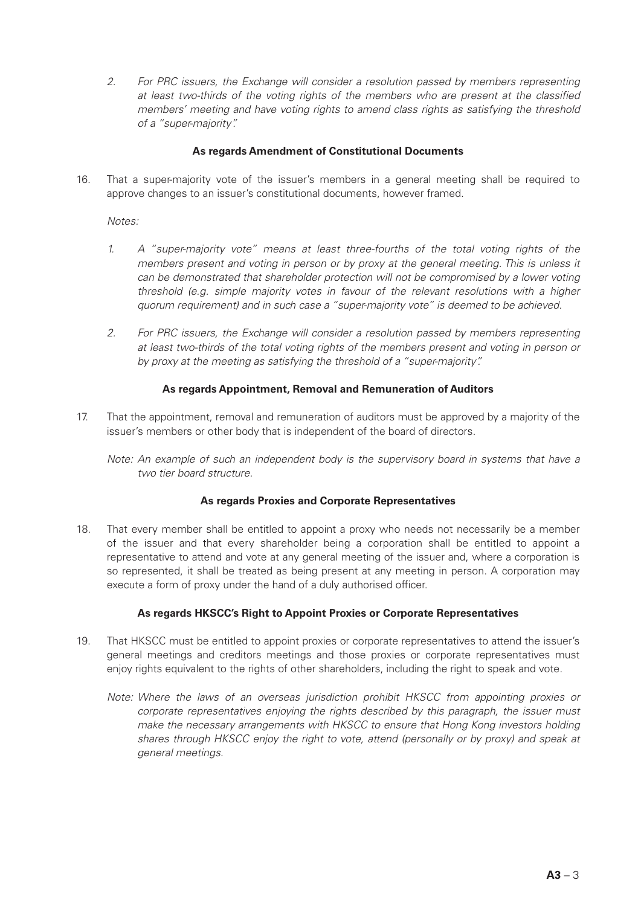*2. For PRC issuers, the Exchange will consider a resolution passed by members representing at least two-thirds of the voting rights of the members who are present at the classified members' meeting and have voting rights to amend class rights as satisfying the threshold of a "super-majority".*

**As regards Amendment of Constitutional Documents**

16. That a super-majority vote of the issuer's members in a general meeting shall be required to approve changes to an issuer's constitutional documents, however framed.

*Notes:*

*1. A "super-majority vote" means at least three-fourths of the total voting rights of the members present and voting in person or by proxy at the general meeting. This is unless it can be demonstrated that shareholder protection will not be compromised by a lower voting threshold (e.g. simple majority votes in favour of the relevant resolutions with a higher quorum requirement) and in such case a "super-majority vote" is deemed to be achieved.*

*2. For PRC issuers, the Exchange will consider a resolution passed by members representing at least two-thirds of the total voting rights of the members present and voting in person or by proxy at the meeting as satisfying the threshold of a "super-majority".*

**As regards Appointment, Removal and Remuneration of Auditors**

17. That the appointment, removal and remuneration of auditors must be approved by a majority of the issuer's members or other body that is independent of the board of directors.

*Note: An example of such an independent body is the supervisory board in systems that have a two tier board structure.*

**As regards Proxies and Corporate Representatives**

18. That every member shall be entitled to appoint a proxy who needs not necessarily be a member of the issuer and that every shareholder being a corporation shall be entitled to appoint a representative to attend and vote at any general meeting of the issuer and, where a corporation is so represented, it shall be treated as being present at any meeting in person. A corporation may execute a form of proxy under the hand of a duly authorised officer.

**As regards HKSCC's Right to Appoint Proxies or Corporate Representatives**

19. That HKSCC must be entitled to appoint proxies or corporate representatives to attend the issuer's general meetings and creditors meetings and those proxies or corporate representatives must enjoy rights equivalent to the rights of other shareholders, including the right to speak and vote.

*Note: Where the laws of an overseas jurisdiction prohibit HKSCC from appointing proxies or corporate representatives enjoying the rights described by this paragraph, the issuer must make the necessary arrangements with HKSCC to ensure that Hong Kong investors holding shares through HKSCC enjoy the right to vote, attend (personally or by proxy) and speak at general meetings.*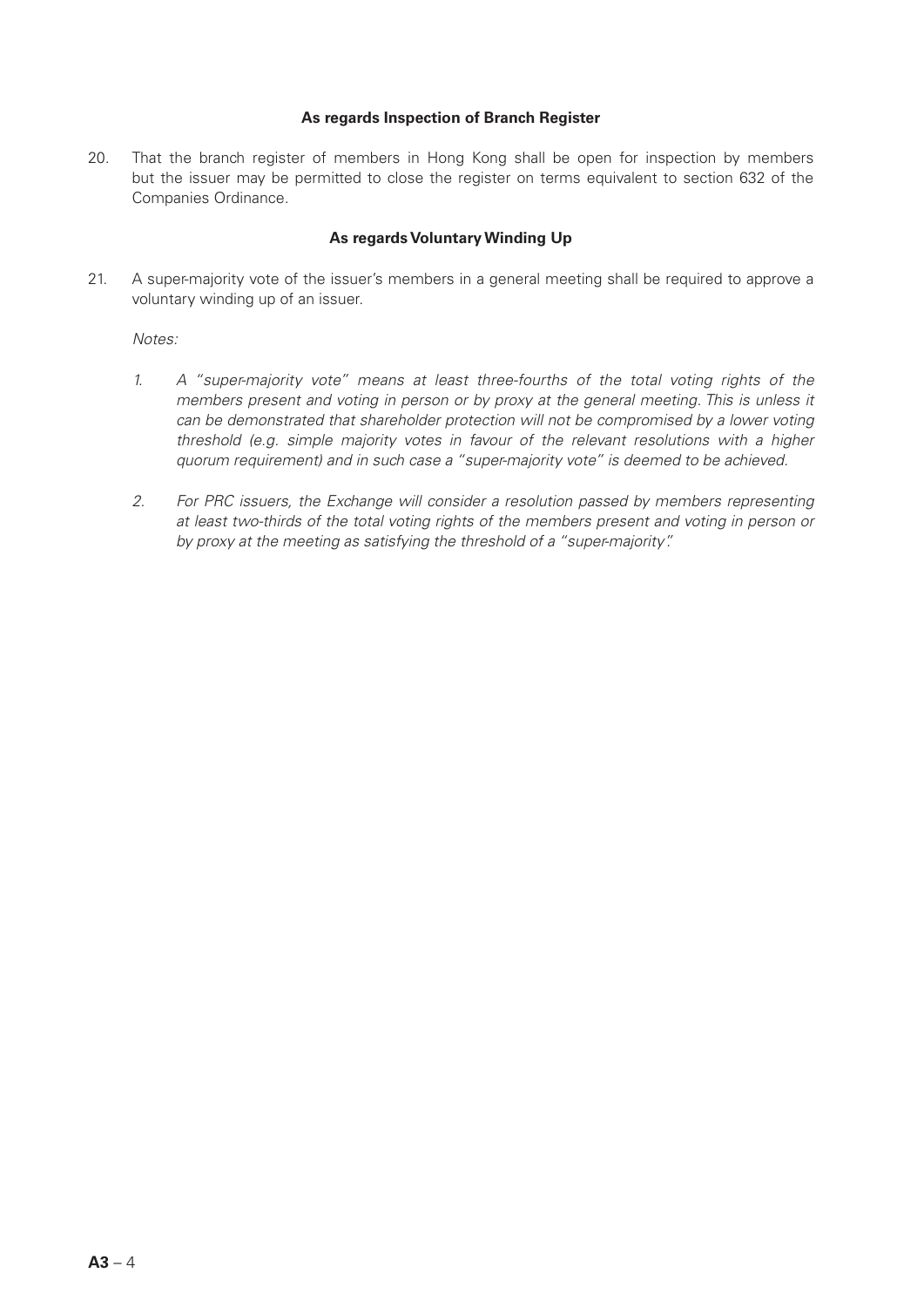**As regards Inspection of Branch Register**

20. That the branch register of members in Hong Kong shall be open for inspection by members but the issuer may be permitted to close the register on terms equivalent to section 632 of the Companies Ordinance.

**As regards Voluntary Winding Up**

21. A super-majority vote of the issuer's members in a general meeting shall be required to approve a voluntary winding up of an issuer.

*Notes:*

*1. A "super-majority vote" means at least three-fourths of the total voting rights of the members present and voting in person or by proxy at the general meeting. This is unless it can be demonstrated that shareholder protection will not be compromised by a lower voting threshold (e.g. simple majority votes in favour of the relevant resolutions with a higher quorum requirement) and in such case a "super-majority vote" is deemed to be achieved.*

*2. For PRC issuers, the Exchange will consider a resolution passed by members representing at least two-thirds of the total voting rights of the members present and voting in person or by proxy at the meeting as satisfying the threshold of a "super-majority".*